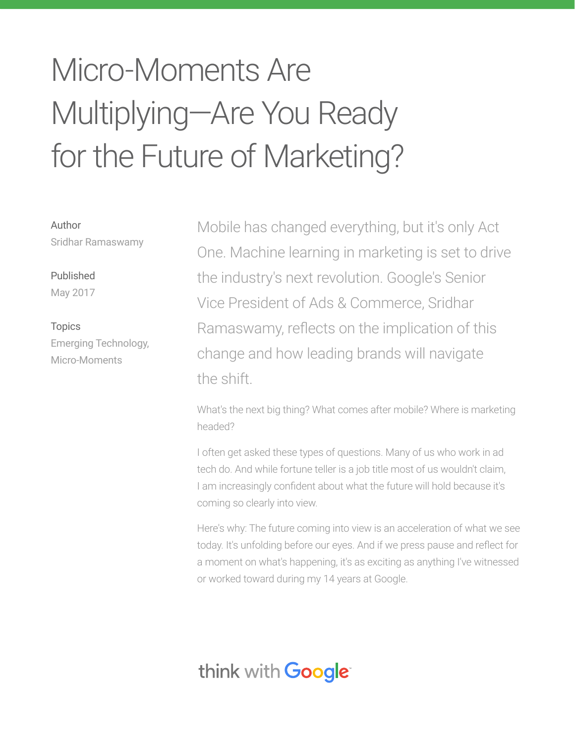# Micro-Moments Are Multiplying—Are You Ready for the Future of Marketing?

Author
Sridhar Ramaswamy

Published
May 2017

Topics
Emerging Technology, Micro-Moments

Mobile has changed everything, but it's only Act One. Machine learning in marketing is set to drive the industry's next revolution. Google's Senior Vice President of Ads & Commerce, Sridhar Ramaswamy, reflects on the implication of this change and how leading brands will navigate the shift.

What's the next big thing? What comes after mobile? Where is marketing headed?

I often get asked these types of questions. Many of us who work in ad tech do. And while fortune teller is a job title most of us wouldn't claim, I am increasingly confident about what the future will hold because it's coming so clearly into view.

Here's why: The future coming into view is an acceleration of what we see today. It's unfolding before our eyes. And if we press pause and reflect for a moment on what's happening, it's as exciting as anything I've witnessed or worked toward during my 14 years at Google.

think with Google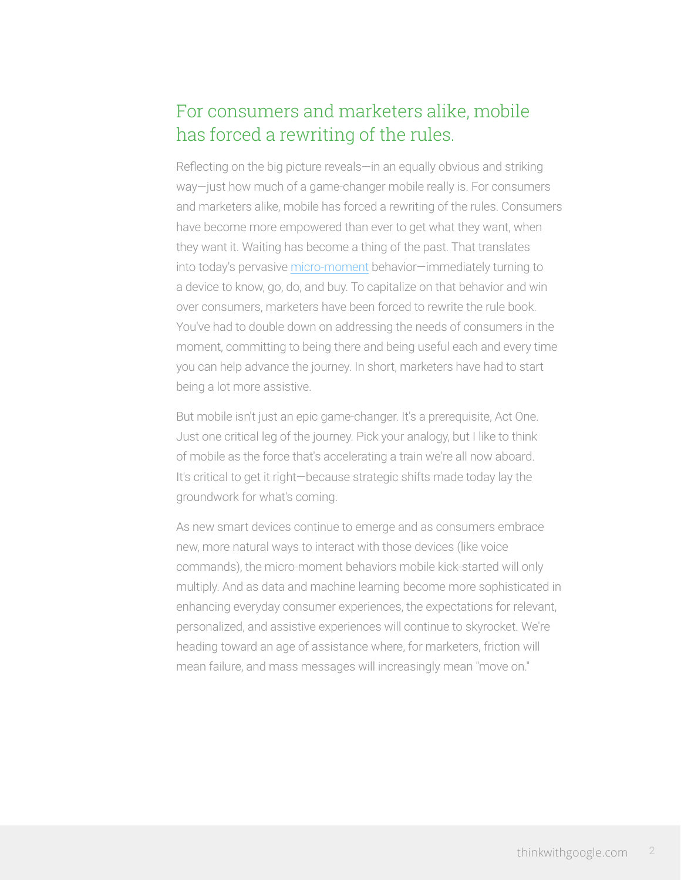## For consumers and marketers alike, mobile has forced a rewriting of the rules.

Reflecting on the big picture reveals—in an equally obvious and striking way—just how much of a game-changer mobile really is. For consumers and marketers alike, mobile has forced a rewriting of the rules. Consumers have become more empowered than ever to get what they want, when they want it. Waiting has become a thing of the past. That translates into today's pervasive micro-moment behavior—immediately turning to a device to know, go, do, and buy. To capitalize on that behavior and win over consumers, marketers have been forced to rewrite the rule book. You've had to double down on addressing the needs of consumers in the moment, committing to being there and being useful each and every time you can help advance the journey. In short, marketers have had to start being a lot more assistive.

But mobile isn't just an epic game-changer. It's a prerequisite, Act One. Just one critical leg of the journey. Pick your analogy, but I like to think of mobile as the force that's accelerating a train we're all now aboard. It's critical to get it right—because strategic shifts made today lay the groundwork for what's coming.

As new smart devices continue to emerge and as consumers embrace new, more natural ways to interact with those devices (like voice commands), the micro-moment behaviors mobile kick-started will only multiply. And as data and machine learning become more sophisticated in enhancing everyday consumer experiences, the expectations for relevant, personalized, and assistive experiences will continue to skyrocket. We're heading toward an age of assistance where, for marketers, friction will mean failure, and mass messages will increasingly mean "move on."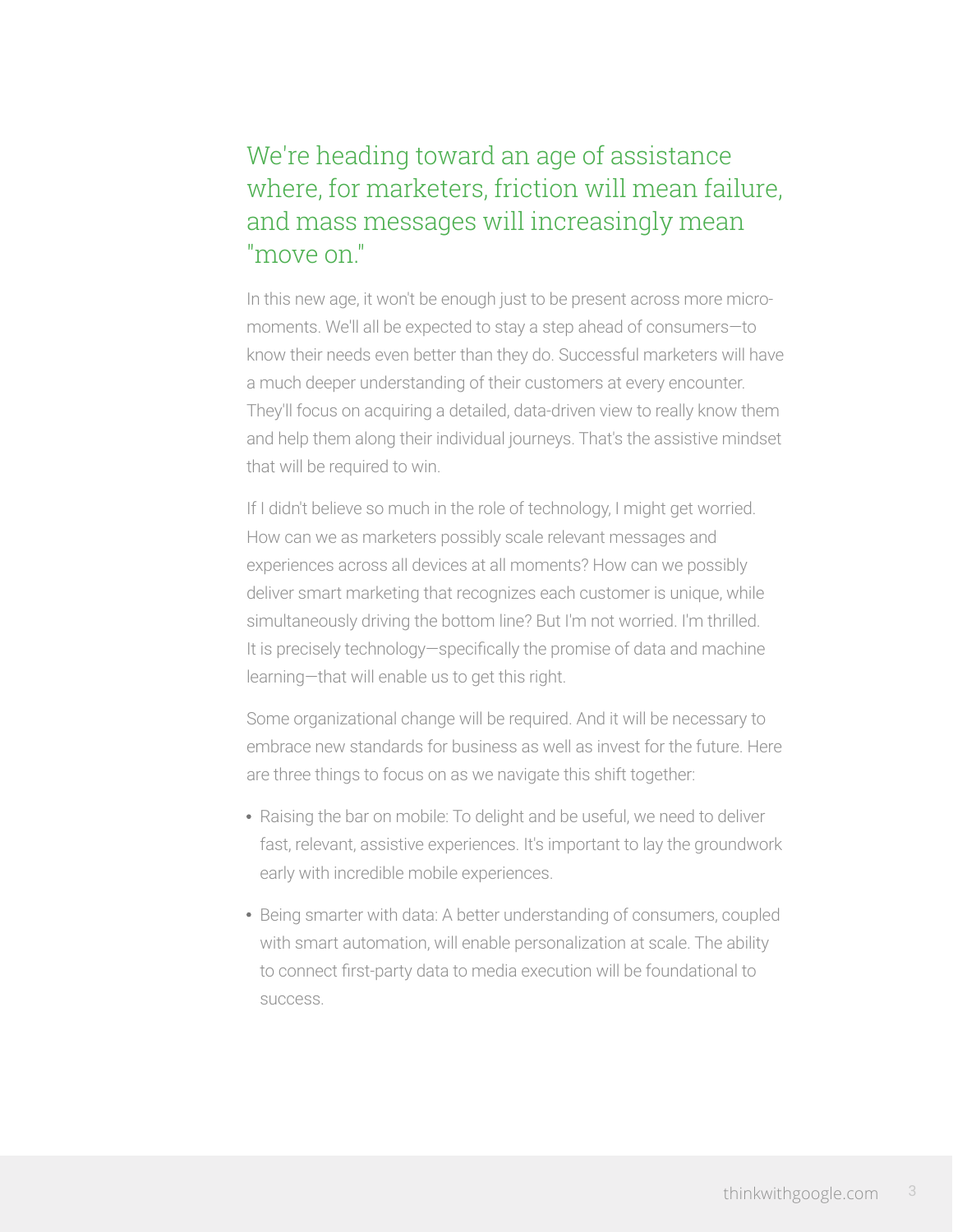## We're heading toward an age of assistance where, for marketers, friction will mean failure, and mass messages will increasingly mean "move on."

In this new age, it won't be enough just to be present across more micro-moments. We'll all be expected to stay a step ahead of consumers—to know their needs even better than they do. Successful marketers will have a much deeper understanding of their customers at every encounter. They'll focus on acquiring a detailed, data-driven view to really know them and help them along their individual journeys. That's the assistive mindset that will be required to win.

If I didn't believe so much in the role of technology, I might get worried. How can we as marketers possibly scale relevant messages and experiences across all devices at all moments? How can we possibly deliver smart marketing that recognizes each customer is unique, while simultaneously driving the bottom line? But I'm not worried. I'm thrilled. It is precisely technology—specifically the promise of data and machine learning—that will enable us to get this right.

Some organizational change will be required. And it will be necessary to embrace new standards for business as well as invest for the future. Here are three things to focus on as we navigate this shift together:

- Raising the bar on mobile: To delight and be useful, we need to deliver fast, relevant, assistive experiences. It's important to lay the groundwork early with incredible mobile experiences.
- Being smarter with data: A better understanding of consumers, coupled with smart automation, will enable personalization at scale. The ability to connect first-party data to media execution will be foundational to success.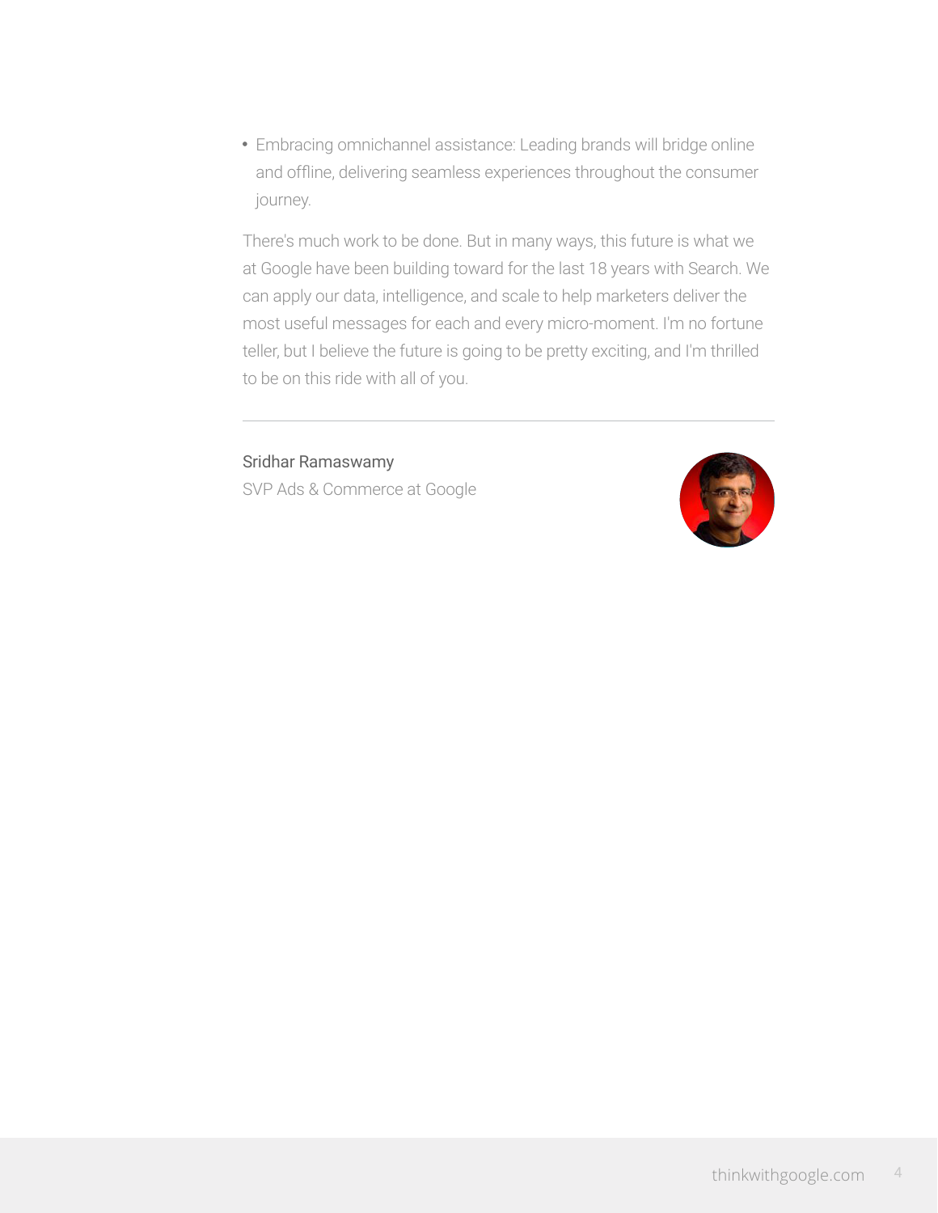- Embracing omnichannel assistance: Leading brands will bridge online and offline, delivering seamless experiences throughout the consumer journey.

There's much work to be done. But in many ways, this future is what we at Google have been building toward for the last 18 years with Search. We can apply our data, intelligence, and scale to help marketers deliver the most useful messages for each and every micro-moment. I'm no fortune teller, but I believe the future is going to be pretty exciting, and I'm thrilled to be on this ride with all of you.

---

Sridhar Ramaswamy
SVP Ads & Commerce at Google